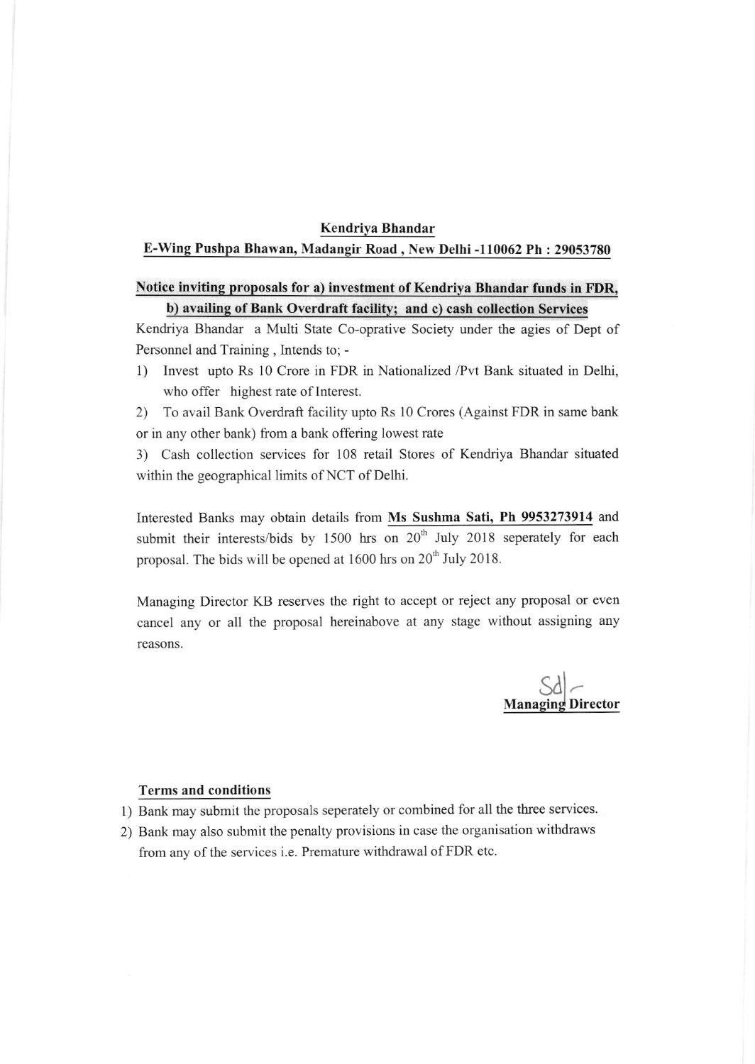**Kendriya Bhandar**

**E-Wing Pushpa Bhawan, Madangir Road , New Delhi -110062 Ph : 29053780**

**Notice inviting proposals for a) investment of Kendriya Bhandar funds in FDR, b) availing of Bank Overdraft facility; and c) cash collection Services**

Kendriya Bhandar a Multi State Co-oprative Society under the agies of Dept of Personnel and Training , Intends to; -

1) Invest upto Rs 10 Crore in FDR in Nationalized /Pvt Bank situated in Delhi, who offer highest rate of Interest.
2) To avail Bank Overdraft facility upto Rs 10 Crores (Against FDR in same bank or in any other bank) from a bank offering lowest rate
3) Cash collection services for 108 retail Stores of Kendriya Bhandar situated within the geographical limits of NCT of Delhi.

Interested Banks may obtain details from **Ms Sushma Sati, Ph 9953273914** and submit their interests/bids by 1500 hrs on 20th July 2018 seperately for each proposal. The bids will be opened at 1600 hrs on 20th July 2018.

Managing Director KB reserves the right to accept or reject any proposal or even cancel any or all the proposal hereinabove at any stage without assigning any reasons.

Sd/-
**Managing Director**

**Terms and conditions**

1) Bank may submit the proposals seperately or combined for all the three services.
2) Bank may also submit the penalty provisions in case the organisation withdraws from any of the services i.e. Premature withdrawal of FDR etc.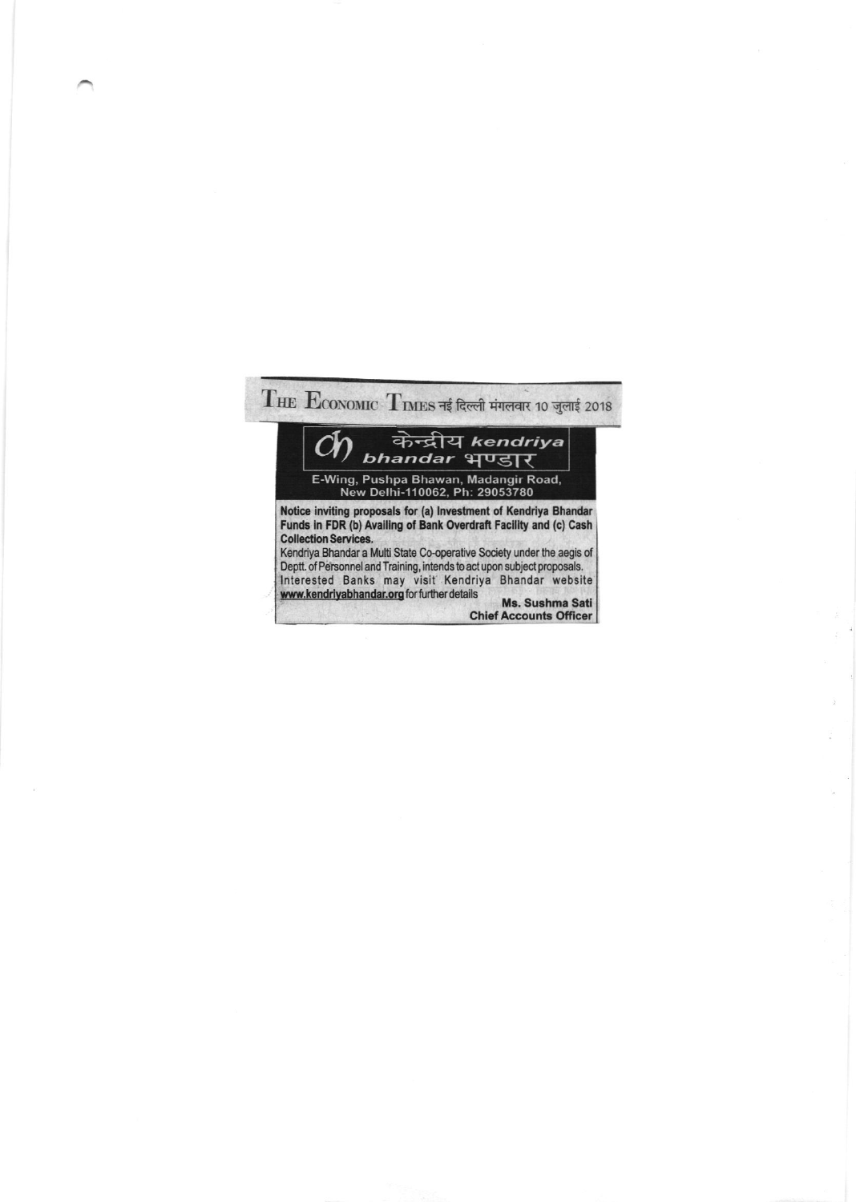THE ECONOMIC TIMES नई दिल्ली मंगलवार 10 जुलाई 2018

# केन्द्रीय kendriya bhandar भण्डार

E-Wing, Pushpa Bhawan, Madangir Road, New Delhi-110062, Ph: 29053780

**Notice inviting proposals for (a) Investment of Kendriya Bhandar Funds in FDR (b) Availing of Bank Overdraft Facility and (c) Cash Collection Services.**

Kendriya Bhandar a Multi State Co-operative Society under the aegis of Deptt. of Personnel and Training, intends to act upon subject proposals. Interested Banks may visit Kendriya Bhandar website www.kendriyabhandar.org for further details

**Ms. Sushma Sati**
**Chief Accounts Officer**